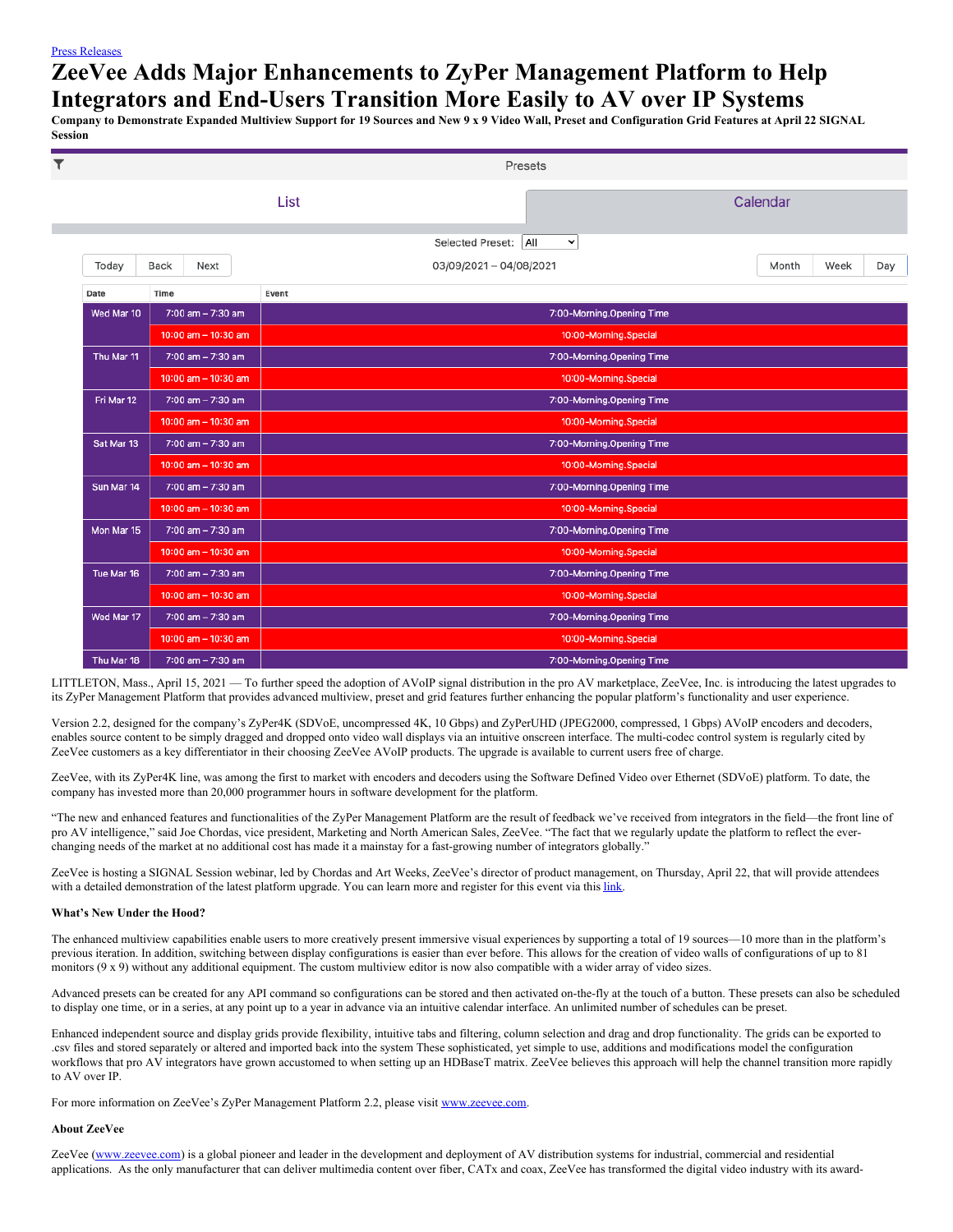[Press Releases]

# ZeeVee Adds Major Enhancements to ZyPer Management Platform to Help Integrators and End-Users Transition More Easily to AV over IP Systems

**Company to Demonstrate Expanded Multiview Support for 19 Sources and New 9 x 9 Video Wall, Preset and Configuration Grid Features at April 22 SIGNAL Session**

Presets

List | Calendar

Selected Preset: All

Today | Back | Next — 03/09/2021 – 04/08/2021 — Month | Week | Day

| Date | Time | Event |
| --- | --- | --- |
| Wed Mar 10 | 7:00 am – 7:30 am | 7:00-Morning.Opening Time |
| | 10:00 am – 10:30 am | 10:00-Morning.Special |
| Thu Mar 11 | 7:00 am – 7:30 am | 7:00-Morning.Opening Time |
| | 10:00 am – 10:30 am | 10:00-Morning.Special |
| Fri Mar 12 | 7:00 am – 7:30 am | 7:00-Morning.Opening Time |
| | 10:00 am – 10:30 am | 10:00-Morning.Special |
| Sat Mar 13 | 7:00 am – 7:30 am | 7:00-Morning.Opening Time |
| | 10:00 am – 10:30 am | 10:00-Morning.Special |
| Sun Mar 14 | 7:00 am – 7:30 am | 7:00-Morning.Opening Time |
| | 10:00 am – 10:30 am | 10:00-Morning.Special |
| Mon Mar 15 | 7:00 am – 7:30 am | 7:00-Morning.Opening Time |
| | 10:00 am – 10:30 am | 10:00-Morning.Special |
| Tue Mar 16 | 7:00 am – 7:30 am | 7:00-Morning.Opening Time |
| | 10:00 am – 10:30 am | 10:00-Morning.Special |
| Wed Mar 17 | 7:00 am – 7:30 am | 7:00-Morning.Opening Time |
| | 10:00 am – 10:30 am | 10:00-Morning.Special |
| Thu Mar 18 | 7:00 am – 7:30 am | 7:00-Morning.Opening Time |

LITTLETON, Mass., April 15, 2021 — To further speed the adoption of AVoIP signal distribution in the pro AV marketplace, ZeeVee, Inc. is introducing the latest upgrades to its ZyPer Management Platform that provides advanced multiview, preset and grid features further enhancing the popular platform's functionality and user experience.

Version 2.2, designed for the company's ZyPer4K (SDVoE, uncompressed 4K, 10 Gbps) and ZyPerUHD (JPEG2000, compressed, 1 Gbps) AVoIP encoders and decoders, enables source content to be simply dragged and dropped onto video wall displays via an intuitive onscreen interface. The multi-codec control system is regularly cited by ZeeVee customers as a key differentiator in their choosing ZeeVee AVoIP products. The upgrade is available to current users free of charge.

ZeeVee, with its ZyPer4K line, was among the first to market with encoders and decoders using the Software Defined Video over Ethernet (SDVoE) platform. To date, the company has invested more than 20,000 programmer hours in software development for the platform.

"The new and enhanced features and functionalities of the ZyPer Management Platform are the result of feedback we've received from integrators in the field—the front line of pro AV intelligence," said Joe Chordas, vice president, Marketing and North American Sales, ZeeVee. "The fact that we regularly update the platform to reflect the ever-changing needs of the market at no additional cost has made it a mainstay for a fast-growing number of integrators globally."

ZeeVee is hosting a SIGNAL Session webinar, led by Chordas and Art Weeks, ZeeVee's director of product management, on Thursday, April 22, that will provide attendees with a detailed demonstration of the latest platform upgrade. You can learn more and register for this event via this [link].

**What's New Under the Hood?**

The enhanced multiview capabilities enable users to more creatively present immersive visual experiences by supporting a total of 19 sources—10 more than in the platform's previous iteration. In addition, switching between display configurations is easier than ever before. This allows for the creation of video walls of configurations of up to 81 monitors (9 x 9) without any additional equipment. The custom multiview editor is now also compatible with a wider array of video sizes.

Advanced presets can be created for any API command so configurations can be stored and then activated on-the-fly at the touch of a button. These presets can also be scheduled to display one time, or in a series, at any point up to a year in advance via an intuitive calendar interface. An unlimited number of schedules can be preset.

Enhanced independent source and display grids provide flexibility, intuitive tabs and filtering, column selection and drag and drop functionality. The grids can be exported to .csv files and stored separately or altered and imported back into the system These sophisticated, yet simple to use, additions and modifications model the configuration workflows that pro AV integrators have grown accustomed to when setting up an HDBaseT matrix. ZeeVee believes this approach will help the channel transition more rapidly to AV over IP.

For more information on ZeeVee's ZyPer Management Platform 2.2, please visit www.zeevee.com.

**About ZeeVee**

ZeeVee (www.zeevee.com) is a global pioneer and leader in the development and deployment of AV distribution systems for industrial, commercial and residential applications. As the only manufacturer that can deliver multimedia content over fiber, CATx and coax, ZeeVee has transformed the digital video industry with its award-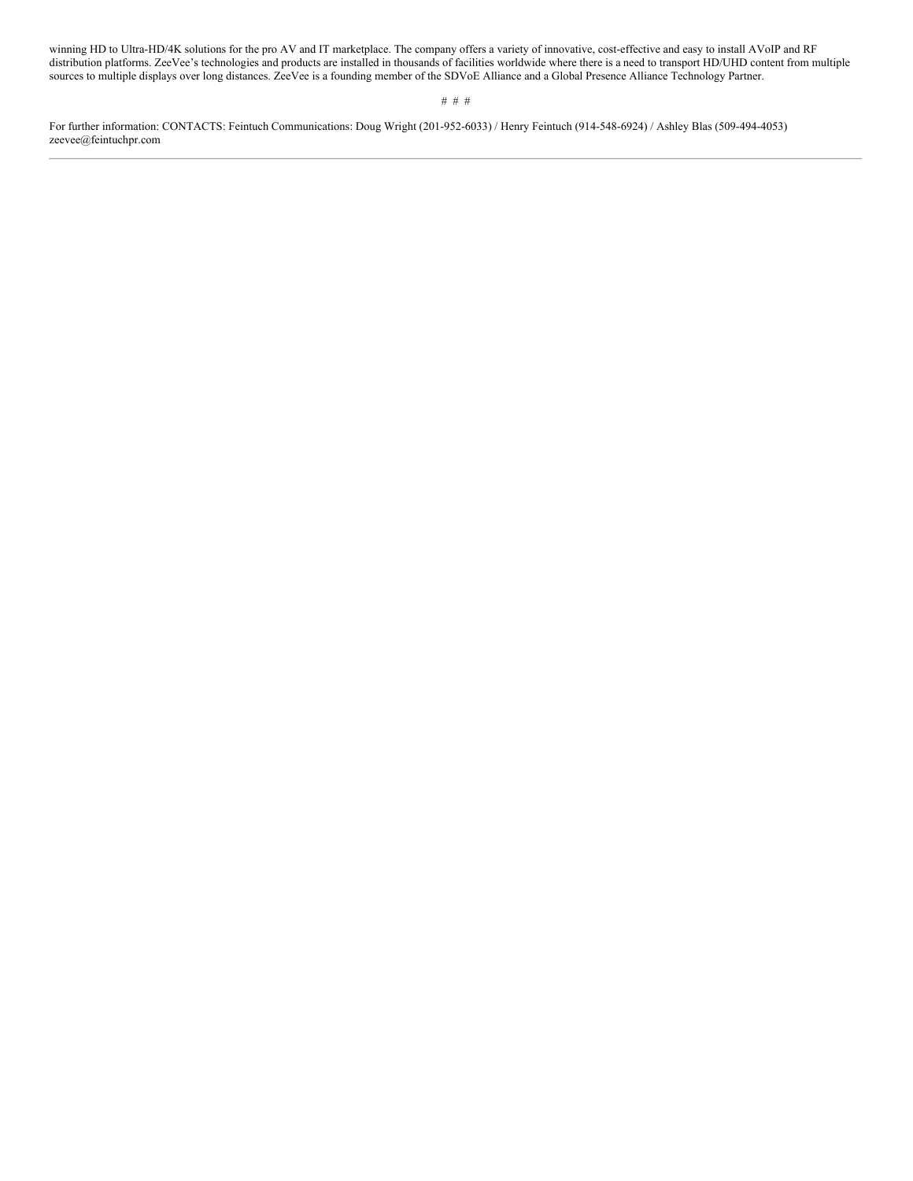winning HD to Ultra-HD/4K solutions for the pro AV and IT marketplace. The company offers a variety of innovative, cost-effective and easy to install AVoIP and RF distribution platforms. ZeeVee's technologies and products are installed in thousands of facilities worldwide where there is a need to transport HD/UHD content from multiple sources to multiple displays over long distances. ZeeVee is a founding member of the SDVoE Alliance and a Global Presence Alliance Technology Partner.

# # #

For further information: CONTACTS: Feintuch Communications: Doug Wright (201-952-6033) / Henry Feintuch (914-548-6924) / Ashley Blas (509-494-4053) zeevee@feintuchpr.com